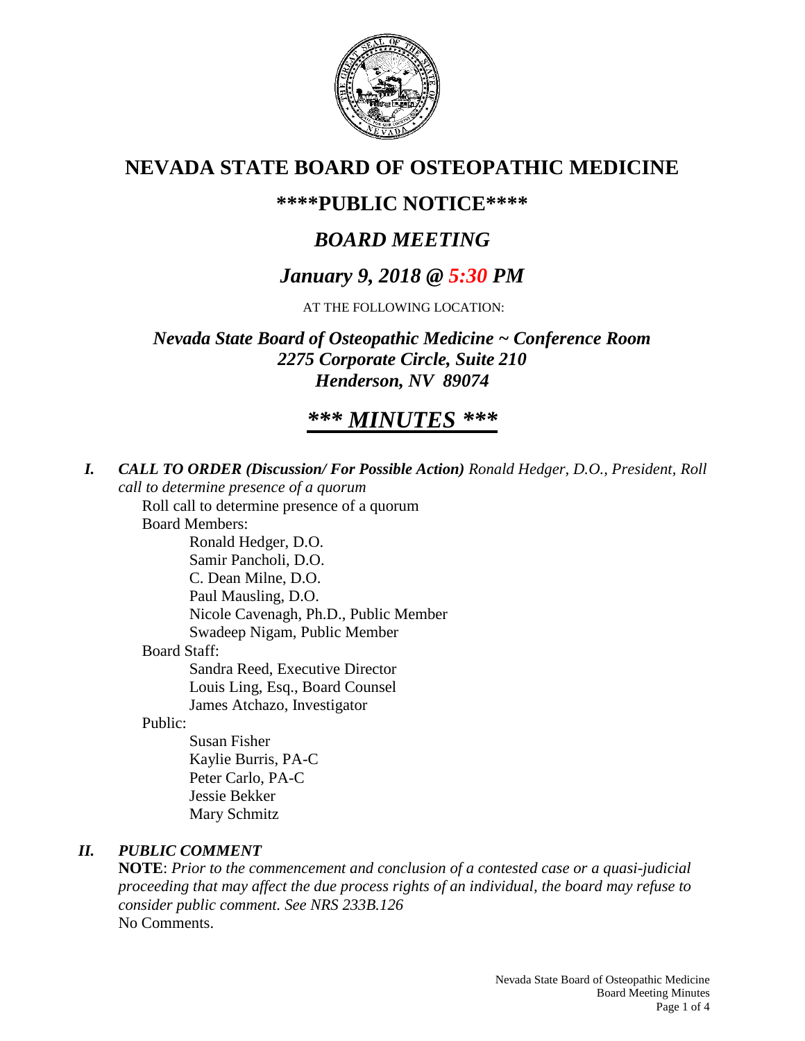# NEVADA STATE BOARD OF OSTEOPATHIC MEDICINE

## \*\*\*\*PUBLIC NOTICE\*\*\*\*

## *BOARD MEETING*

## *January 9, 2018 @ 5:30 PM*

AT THE FOLLOWING LOCATION:

***Nevada State Board of Osteopathic Medicine ~ Conference Room***
***2275 Corporate Circle, Suite 210***
***Henderson, NV 89074***

## *\*\*\* MINUTES \*\*\**

***I. CALL TO ORDER (Discussion/ For Possible Action)*** *Ronald Hedger, D.O., President, Roll call to determine presence of a quorum*

Roll call to determine presence of a quorum

Board Members:

- Ronald Hedger, D.O.
- Samir Pancholi, D.O.
- C. Dean Milne, D.O.
- Paul Mausling, D.O.
- Nicole Cavenagh, Ph.D., Public Member
- Swadeep Nigam, Public Member

Board Staff:

- Sandra Reed, Executive Director
- Louis Ling, Esq., Board Counsel
- James Atchazo, Investigator

Public:

- Susan Fisher
- Kaylie Burris, PA-C
- Peter Carlo, PA-C
- Jessie Bekker
- Mary Schmitz

***II. PUBLIC COMMENT***

**NOTE**: *Prior to the commencement and conclusion of a contested case or a quasi-judicial proceeding that may affect the due process rights of an individual, the board may refuse to consider public comment. See NRS 233B.126*

No Comments.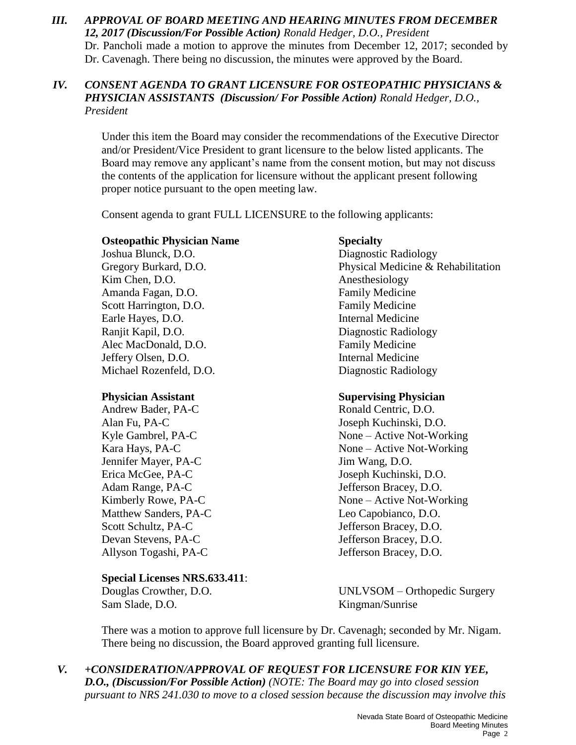*III. APPROVAL OF BOARD MEETING AND HEARING MINUTES FROM DECEMBER 12, 2017 (Discussion/For Possible Action) Ronald Hedger, D.O., President*

Dr. Pancholi made a motion to approve the minutes from December 12, 2017; seconded by Dr. Cavenagh. There being no discussion, the minutes were approved by the Board.

*IV. CONSENT AGENDA TO GRANT LICENSURE FOR OSTEOPATHIC PHYSICIANS & PHYSICIAN ASSISTANTS (Discussion/ For Possible Action) Ronald Hedger, D.O., President*

Under this item the Board may consider the recommendations of the Executive Director and/or President/Vice President to grant licensure to the below listed applicants. The Board may remove any applicant's name from the consent motion, but may not discuss the contents of the application for licensure without the applicant present following proper notice pursuant to the open meeting law.

Consent agenda to grant FULL LICENSURE to the following applicants:

| **Osteopathic Physician Name** | **Specialty** |
|---|---|
| Joshua Blunck, D.O. | Diagnostic Radiology |
| Gregory Burkard, D.O. | Physical Medicine & Rehabilitation |
| Kim Chen, D.O. | Anesthesiology |
| Amanda Fagan, D.O. | Family Medicine |
| Scott Harrington, D.O. | Family Medicine |
| Earle Hayes, D.O. | Internal Medicine |
| Ranjit Kapil, D.O. | Diagnostic Radiology |
| Alec MacDonald, D.O. | Family Medicine |
| Jeffery Olsen, D.O. | Internal Medicine |
| Michael Rozenfeld, D.O. | Diagnostic Radiology |

| **Physician Assistant** | **Supervising Physician** |
|---|---|
| Andrew Bader, PA-C | Ronald Centric, D.O. |
| Alan Fu, PA-C | Joseph Kuchinski, D.O. |
| Kyle Gambrel, PA-C | None – Active Not-Working |
| Kara Hays, PA-C | None – Active Not-Working |
| Jennifer Mayer, PA-C | Jim Wang, D.O. |
| Erica McGee, PA-C | Joseph Kuchinski, D.O. |
| Adam Range, PA-C | Jefferson Bracey, D.O. |
| Kimberly Rowe, PA-C | None – Active Not-Working |
| Matthew Sanders, PA-C | Leo Capobianco, D.O. |
| Scott Schultz, PA-C | Jefferson Bracey, D.O. |
| Devan Stevens, PA-C | Jefferson Bracey, D.O. |
| Allyson Togashi, PA-C | Jefferson Bracey, D.O. |

**Special Licenses NRS.633.411**:

| | |
|---|---|
| Douglas Crowther, D.O. | UNLVSOM – Orthopedic Surgery |
| Sam Slade, D.O. | Kingman/Sunrise |

There was a motion to approve full licensure by Dr. Cavenagh; seconded by Mr. Nigam. There being no discussion, the Board approved granting full licensure.

*V. +CONSIDERATION/APPROVAL OF REQUEST FOR LICENSURE FOR KIN YEE, D.O., (Discussion/For Possible Action) (NOTE: The Board may go into closed session pursuant to NRS 241.030 to move to a closed session because the discussion may involve this*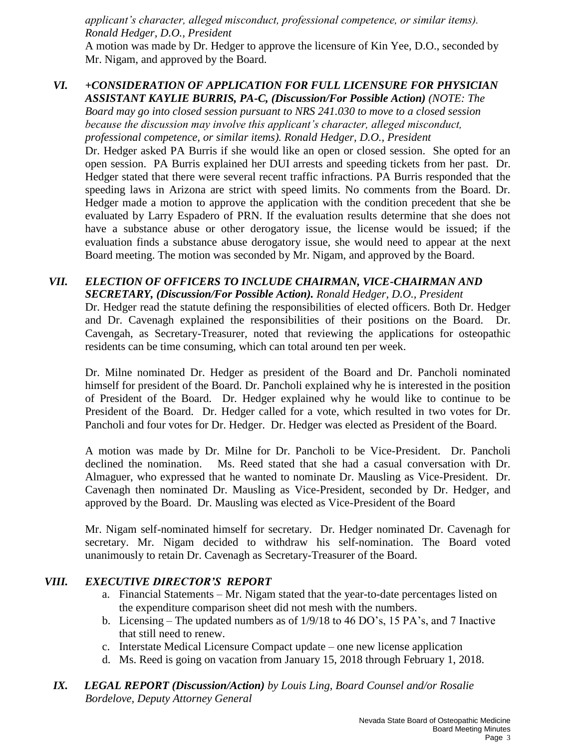*applicant's character, alleged misconduct, professional competence, or similar items). Ronald Hedger, D.O., President*

A motion was made by Dr. Hedger to approve the licensure of Kin Yee, D.O., seconded by Mr. Nigam, and approved by the Board.

## VI. *+CONSIDERATION OF APPLICATION FOR FULL LICENSURE FOR PHYSICIAN ASSISTANT KAYLIE BURRIS, PA-C, (Discussion/For Possible Action) (NOTE: The Board may go into closed session pursuant to NRS 241.030 to move to a closed session because the discussion may involve this applicant's character, alleged misconduct, professional competence, or similar items). Ronald Hedger, D.O., President*

Dr. Hedger asked PA Burris if she would like an open or closed session. She opted for an open session. PA Burris explained her DUI arrests and speeding tickets from her past. Dr. Hedger stated that there were several recent traffic infractions. PA Burris responded that the speeding laws in Arizona are strict with speed limits. No comments from the Board. Dr. Hedger made a motion to approve the application with the condition precedent that she be evaluated by Larry Espadero of PRN. If the evaluation results determine that she does not have a substance abuse or other derogatory issue, the license would be issued; if the evaluation finds a substance abuse derogatory issue, she would need to appear at the next Board meeting. The motion was seconded by Mr. Nigam, and approved by the Board.

## VII. *ELECTION OF OFFICERS TO INCLUDE CHAIRMAN, VICE-CHAIRMAN AND SECRETARY, (Discussion/For Possible Action). Ronald Hedger, D.O., President*

Dr. Hedger read the statute defining the responsibilities of elected officers. Both Dr. Hedger and Dr. Cavenagh explained the responsibilities of their positions on the Board. Dr. Cavengah, as Secretary-Treasurer, noted that reviewing the applications for osteopathic residents can be time consuming, which can total around ten per week.

Dr. Milne nominated Dr. Hedger as president of the Board and Dr. Pancholi nominated himself for president of the Board. Dr. Pancholi explained why he is interested in the position of President of the Board. Dr. Hedger explained why he would like to continue to be President of the Board. Dr. Hedger called for a vote, which resulted in two votes for Dr. Pancholi and four votes for Dr. Hedger. Dr. Hedger was elected as President of the Board.

A motion was made by Dr. Milne for Dr. Pancholi to be Vice-President. Dr. Pancholi declined the nomination. Ms. Reed stated that she had a casual conversation with Dr. Almaguer, who expressed that he wanted to nominate Dr. Mausling as Vice-President. Dr. Cavenagh then nominated Dr. Mausling as Vice-President, seconded by Dr. Hedger, and approved by the Board. Dr. Mausling was elected as Vice-President of the Board

Mr. Nigam self-nominated himself for secretary. Dr. Hedger nominated Dr. Cavenagh for secretary. Mr. Nigam decided to withdraw his self-nomination. The Board voted unanimously to retain Dr. Cavenagh as Secretary-Treasurer of the Board.

## VIII. *EXECUTIVE DIRECTOR'S REPORT*

a. Financial Statements – Mr. Nigam stated that the year-to-date percentages listed on the expenditure comparison sheet did not mesh with the numbers.
b. Licensing – The updated numbers as of 1/9/18 to 46 DO's, 15 PA's, and 7 Inactive that still need to renew.
c. Interstate Medical Licensure Compact update – one new license application
d. Ms. Reed is going on vacation from January 15, 2018 through February 1, 2018.

## IX. *LEGAL REPORT (Discussion/Action) by Louis Ling, Board Counsel and/or Rosalie Bordelove, Deputy Attorney General*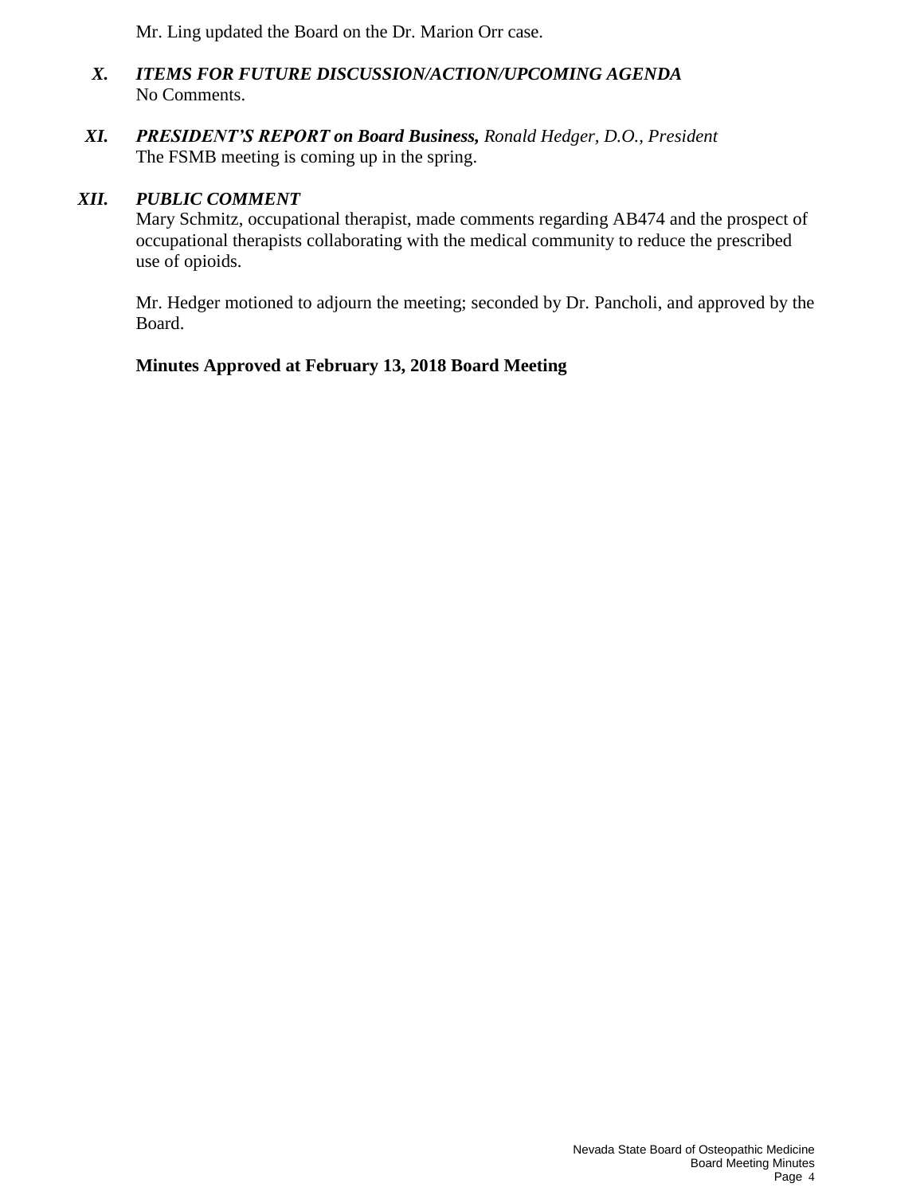Mr. Ling updated the Board on the Dr. Marion Orr case.

## X. *ITEMS FOR FUTURE DISCUSSION/ACTION/UPCOMING AGENDA*

No Comments.

## XI. *PRESIDENT'S REPORT on Board Business, Ronald Hedger, D.O., President*

The FSMB meeting is coming up in the spring.

## XII. *PUBLIC COMMENT*

Mary Schmitz, occupational therapist, made comments regarding AB474 and the prospect of occupational therapists collaborating with the medical community to reduce the prescribed use of opioids.

Mr. Hedger motioned to adjourn the meeting; seconded by Dr. Pancholi, and approved by the Board.

**Minutes Approved at February 13, 2018 Board Meeting**